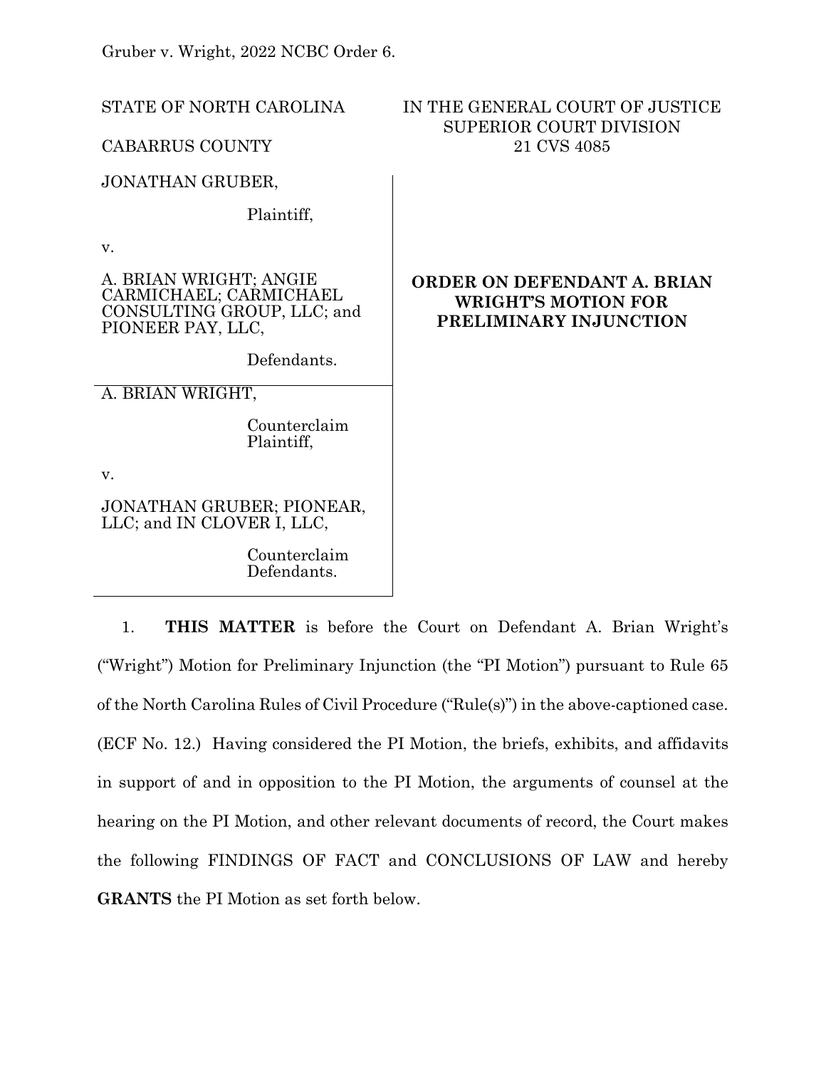Gruber v. Wright, 2022 NCBC Order 6.

STATE OF NORTH CAROLINA

CABARRUS COUNTY

IN THE GENERAL COURT OF JUSTICE
SUPERIOR COURT DIVISION
21 CVS 4085

JONATHAN GRUBER,

Plaintiff,

v.

A. BRIAN WRIGHT; ANGIE CARMICHAEL; CARMICHAEL CONSULTING GROUP, LLC; and PIONEER PAY, LLC,

Defendants.

A. BRIAN WRIGHT,

Counterclaim Plaintiff,

v.

JONATHAN GRUBER; PIONEAR, LLC; and IN CLOVER I, LLC,

Counterclaim Defendants.

**ORDER ON DEFENDANT A. BRIAN WRIGHT'S MOTION FOR PRELIMINARY INJUNCTION**

1. **THIS MATTER** is before the Court on Defendant A. Brian Wright's ("Wright") Motion for Preliminary Injunction (the "PI Motion") pursuant to Rule 65 of the North Carolina Rules of Civil Procedure ("Rule(s)") in the above-captioned case. (ECF No. 12.) Having considered the PI Motion, the briefs, exhibits, and affidavits in support of and in opposition to the PI Motion, the arguments of counsel at the hearing on the PI Motion, and other relevant documents of record, the Court makes the following FINDINGS OF FACT and CONCLUSIONS OF LAW and hereby **GRANTS** the PI Motion as set forth below.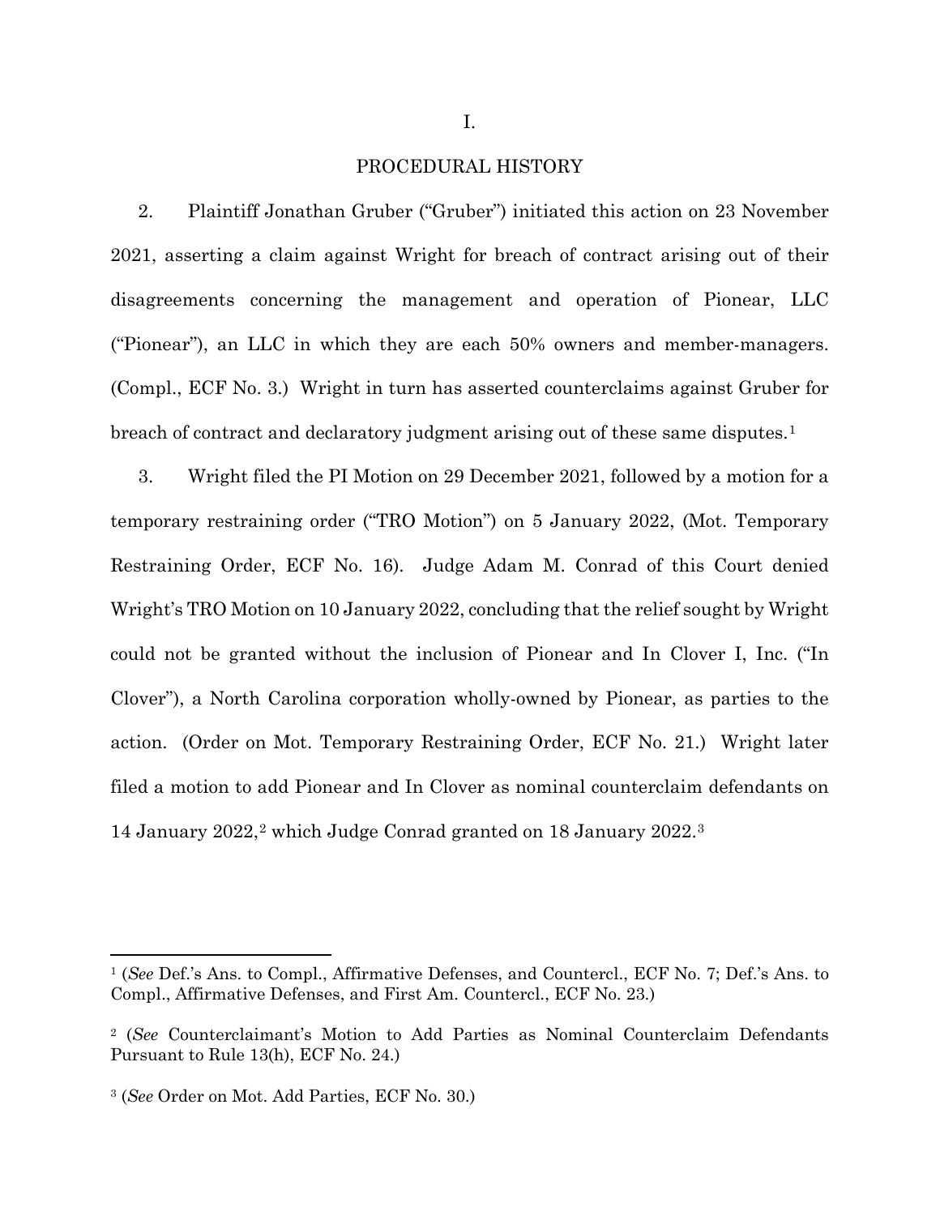# I.

## PROCEDURAL HISTORY

2. Plaintiff Jonathan Gruber ("Gruber") initiated this action on 23 November 2021, asserting a claim against Wright for breach of contract arising out of their disagreements concerning the management and operation of Pionear, LLC ("Pionear"), an LLC in which they are each 50% owners and member-managers. (Compl., ECF No. 3.) Wright in turn has asserted counterclaims against Gruber for breach of contract and declaratory judgment arising out of these same disputes.[1]

3. Wright filed the PI Motion on 29 December 2021, followed by a motion for a temporary restraining order ("TRO Motion") on 5 January 2022, (Mot. Temporary Restraining Order, ECF No. 16). Judge Adam M. Conrad of this Court denied Wright's TRO Motion on 10 January 2022, concluding that the relief sought by Wright could not be granted without the inclusion of Pionear and In Clover I, Inc. ("In Clover"), a North Carolina corporation wholly-owned by Pionear, as parties to the action. (Order on Mot. Temporary Restraining Order, ECF No. 21.) Wright later filed a motion to add Pionear and In Clover as nominal counterclaim defendants on 14 January 2022,[2] which Judge Conrad granted on 18 January 2022.[3]

---

[1] (*See* Def.'s Ans. to Compl., Affirmative Defenses, and Countercl., ECF No. 7; Def.'s Ans. to Compl., Affirmative Defenses, and First Am. Countercl., ECF No. 23.)

[2] (*See* Counterclaimant's Motion to Add Parties as Nominal Counterclaim Defendants Pursuant to Rule 13(h), ECF No. 24.)

[3] (*See* Order on Mot. Add Parties, ECF No. 30.)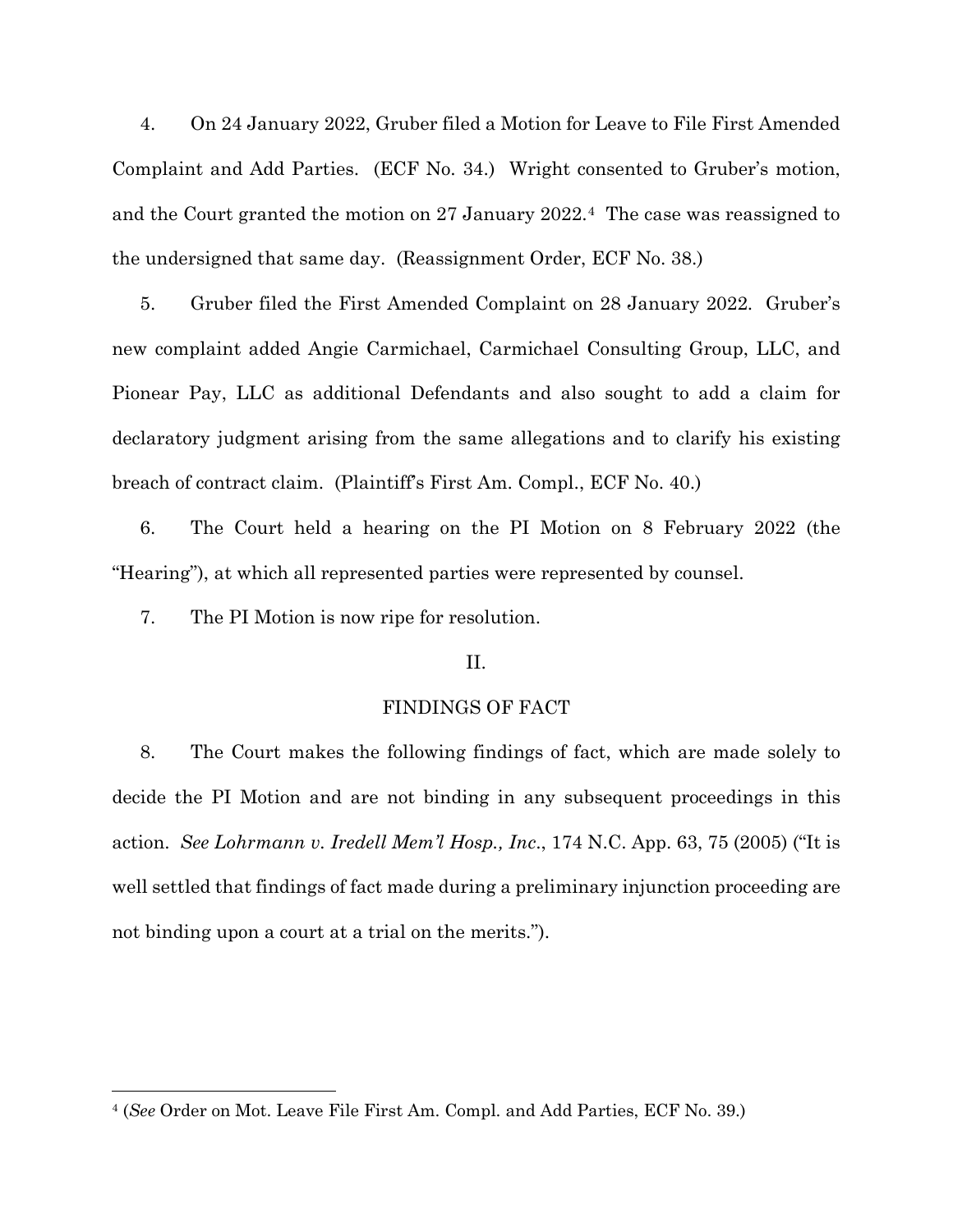4. On 24 January 2022, Gruber filed a Motion for Leave to File First Amended Complaint and Add Parties. (ECF No. 34.) Wright consented to Gruber's motion, and the Court granted the motion on 27 January 2022.[4] The case was reassigned to the undersigned that same day. (Reassignment Order, ECF No. 38.)

5. Gruber filed the First Amended Complaint on 28 January 2022. Gruber's new complaint added Angie Carmichael, Carmichael Consulting Group, LLC, and Pionear Pay, LLC as additional Defendants and also sought to add a claim for declaratory judgment arising from the same allegations and to clarify his existing breach of contract claim. (Plaintiff's First Am. Compl., ECF No. 40.)

6. The Court held a hearing on the PI Motion on 8 February 2022 (the "Hearing"), at which all represented parties were represented by counsel.

7. The PI Motion is now ripe for resolution.

## II.

## FINDINGS OF FACT

8. The Court makes the following findings of fact, which are made solely to decide the PI Motion and are not binding in any subsequent proceedings in this action. *See Lohrmann v. Iredell Mem'l Hosp., Inc.*, 174 N.C. App. 63, 75 (2005) ("It is well settled that findings of fact made during a preliminary injunction proceeding are not binding upon a court at a trial on the merits.").

---

[4] (*See* Order on Mot. Leave File First Am. Compl. and Add Parties, ECF No. 39.)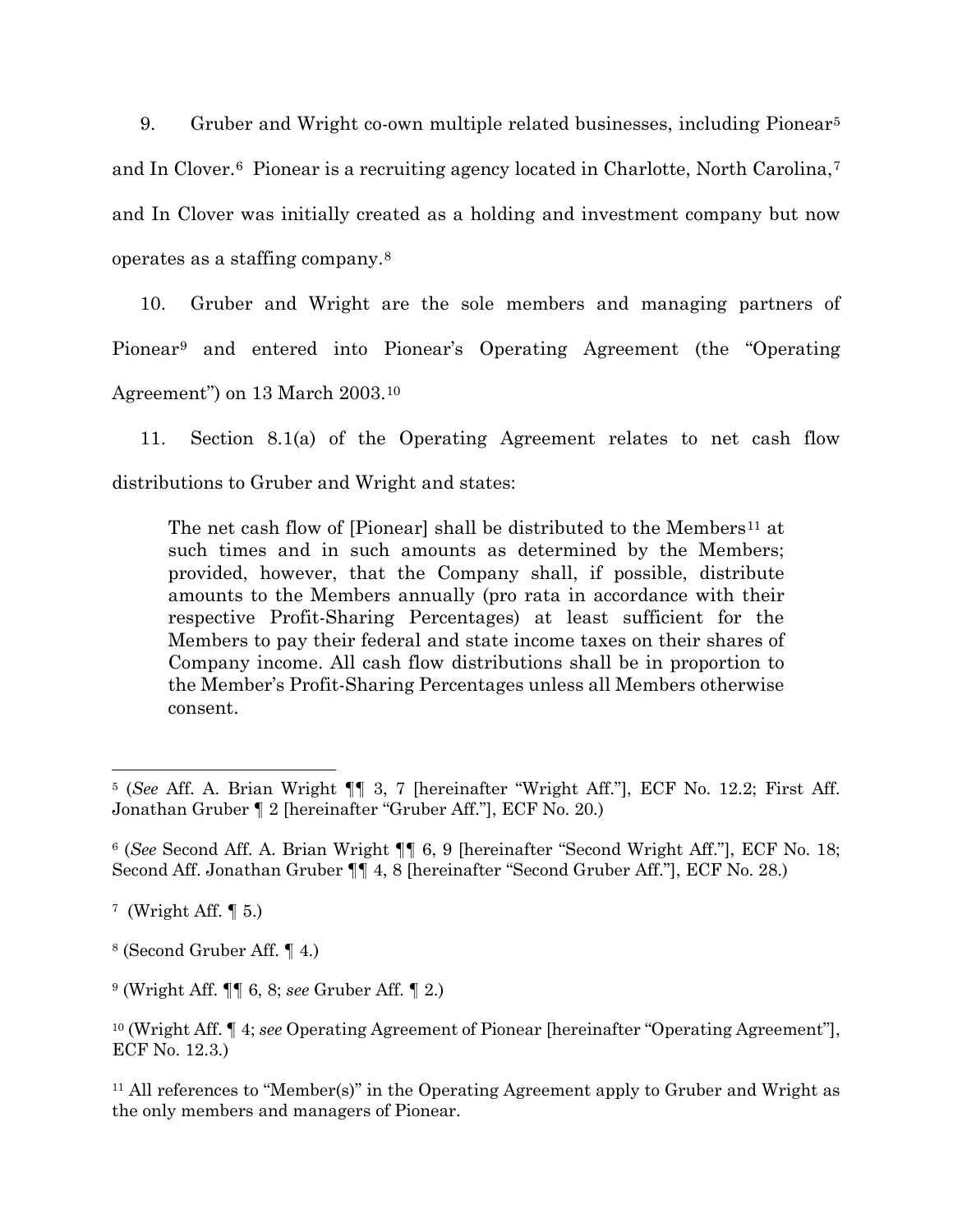9. Gruber and Wright co-own multiple related businesses, including Pionear[5] and In Clover.[6] Pionear is a recruiting agency located in Charlotte, North Carolina,[7] and In Clover was initially created as a holding and investment company but now operates as a staffing company.[8]

10. Gruber and Wright are the sole members and managing partners of Pionear[9] and entered into Pionear's Operating Agreement (the "Operating Agreement") on 13 March 2003.[10]

11. Section 8.1(a) of the Operating Agreement relates to net cash flow distributions to Gruber and Wright and states:

> The net cash flow of [Pionear] shall be distributed to the Members[11] at such times and in such amounts as determined by the Members; provided, however, that the Company shall, if possible, distribute amounts to the Members annually (pro rata in accordance with their respective Profit-Sharing Percentages) at least sufficient for the Members to pay their federal and state income taxes on their shares of Company income. All cash flow distributions shall be in proportion to the Member's Profit-Sharing Percentages unless all Members otherwise consent.

---

[5] (*See* Aff. A. Brian Wright ¶¶ 3, 7 [hereinafter "Wright Aff."], ECF No. 12.2; First Aff. Jonathan Gruber ¶ 2 [hereinafter "Gruber Aff."], ECF No. 20.)

[6] (*See* Second Aff. A. Brian Wright ¶¶ 6, 9 [hereinafter "Second Wright Aff."], ECF No. 18; Second Aff. Jonathan Gruber ¶¶ 4, 8 [hereinafter "Second Gruber Aff."], ECF No. 28.)

[7] (Wright Aff. ¶ 5.)

[8] (Second Gruber Aff. ¶ 4.)

[9] (Wright Aff. ¶¶ 6, 8; *see* Gruber Aff. ¶ 2.)

[10] (Wright Aff. ¶ 4; *see* Operating Agreement of Pionear [hereinafter "Operating Agreement"], ECF No. 12.3.)

[11] All references to "Member(s)" in the Operating Agreement apply to Gruber and Wright as the only members and managers of Pionear.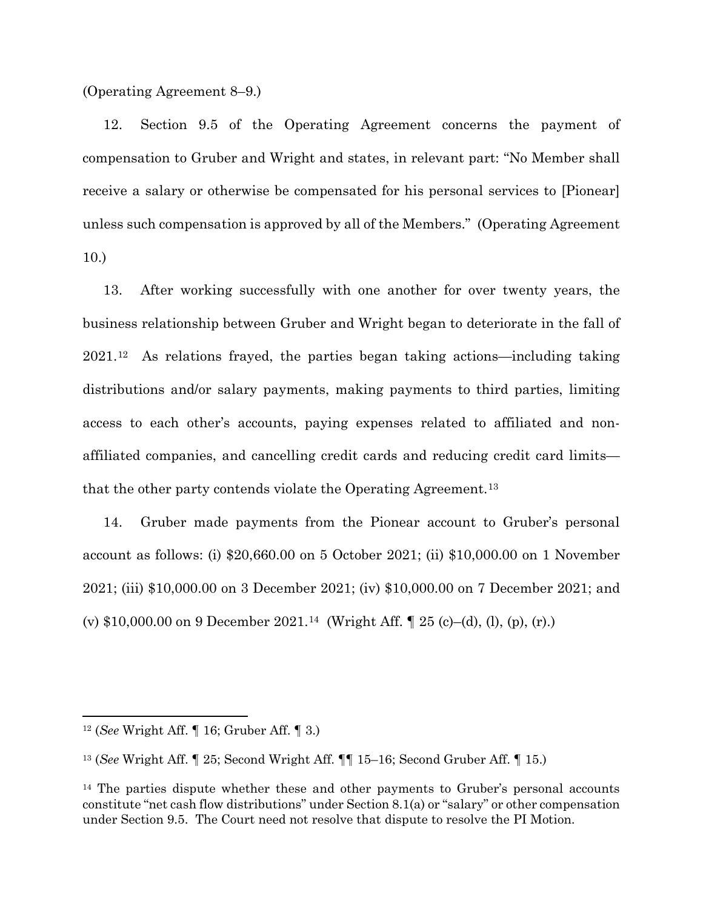(Operating Agreement 8–9.)

12. Section 9.5 of the Operating Agreement concerns the payment of compensation to Gruber and Wright and states, in relevant part: "No Member shall receive a salary or otherwise be compensated for his personal services to [Pionear] unless such compensation is approved by all of the Members." (Operating Agreement 10.)

13. After working successfully with one another for over twenty years, the business relationship between Gruber and Wright began to deteriorate in the fall of 2021.[12] As relations frayed, the parties began taking actions—including taking distributions and/or salary payments, making payments to third parties, limiting access to each other's accounts, paying expenses related to affiliated and non-affiliated companies, and cancelling credit cards and reducing credit card limits—that the other party contends violate the Operating Agreement.[13]

14. Gruber made payments from the Pionear account to Gruber's personal account as follows: (i) $20,660.00 on 5 October 2021; (ii) $10,000.00 on 1 November 2021; (iii) $10,000.00 on 3 December 2021; (iv) $10,000.00 on 7 December 2021; and (v) $10,000.00 on 9 December 2021.[14] (Wright Aff. ¶ 25 (c)–(d), (l), (p), (r).)

---

[12] (*See* Wright Aff. ¶ 16; Gruber Aff. ¶ 3.)

[13] (*See* Wright Aff. ¶ 25; Second Wright Aff. ¶¶ 15–16; Second Gruber Aff. ¶ 15.)

[14] The parties dispute whether these and other payments to Gruber's personal accounts constitute "net cash flow distributions" under Section 8.1(a) or "salary" or other compensation under Section 9.5. The Court need not resolve that dispute to resolve the PI Motion.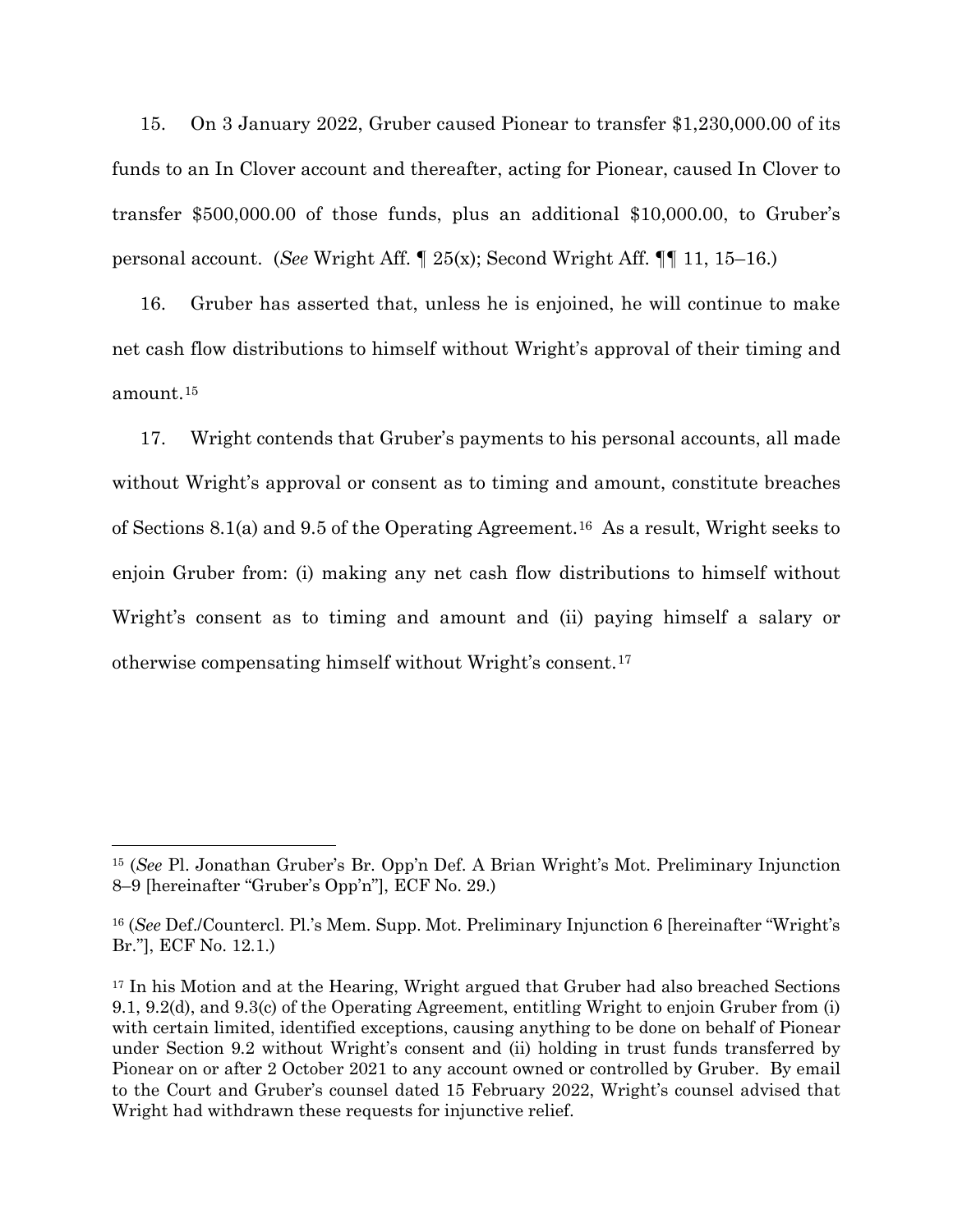15. On 3 January 2022, Gruber caused Pionear to transfer $1,230,000.00 of its funds to an In Clover account and thereafter, acting for Pionear, caused In Clover to transfer $500,000.00 of those funds, plus an additional $10,000.00, to Gruber's personal account. (*See* Wright Aff. ¶ 25(x); Second Wright Aff. ¶¶ 11, 15–16.)

16. Gruber has asserted that, unless he is enjoined, he will continue to make net cash flow distributions to himself without Wright's approval of their timing and amount.[15]

17. Wright contends that Gruber's payments to his personal accounts, all made without Wright's approval or consent as to timing and amount, constitute breaches of Sections 8.1(a) and 9.5 of the Operating Agreement.[16] As a result, Wright seeks to enjoin Gruber from: (i) making any net cash flow distributions to himself without Wright's consent as to timing and amount and (ii) paying himself a salary or otherwise compensating himself without Wright's consent.[17]

---

[15] (*See* Pl. Jonathan Gruber's Br. Opp'n Def. A Brian Wright's Mot. Preliminary Injunction 8–9 [hereinafter "Gruber's Opp'n"], ECF No. 29.)

[16] (*See* Def./Countercl. Pl.'s Mem. Supp. Mot. Preliminary Injunction 6 [hereinafter "Wright's Br."], ECF No. 12.1.)

[17] In his Motion and at the Hearing, Wright argued that Gruber had also breached Sections 9.1, 9.2(d), and 9.3(c) of the Operating Agreement, entitling Wright to enjoin Gruber from (i) with certain limited, identified exceptions, causing anything to be done on behalf of Pionear under Section 9.2 without Wright's consent and (ii) holding in trust funds transferred by Pionear on or after 2 October 2021 to any account owned or controlled by Gruber. By email to the Court and Gruber's counsel dated 15 February 2022, Wright's counsel advised that Wright had withdrawn these requests for injunctive relief.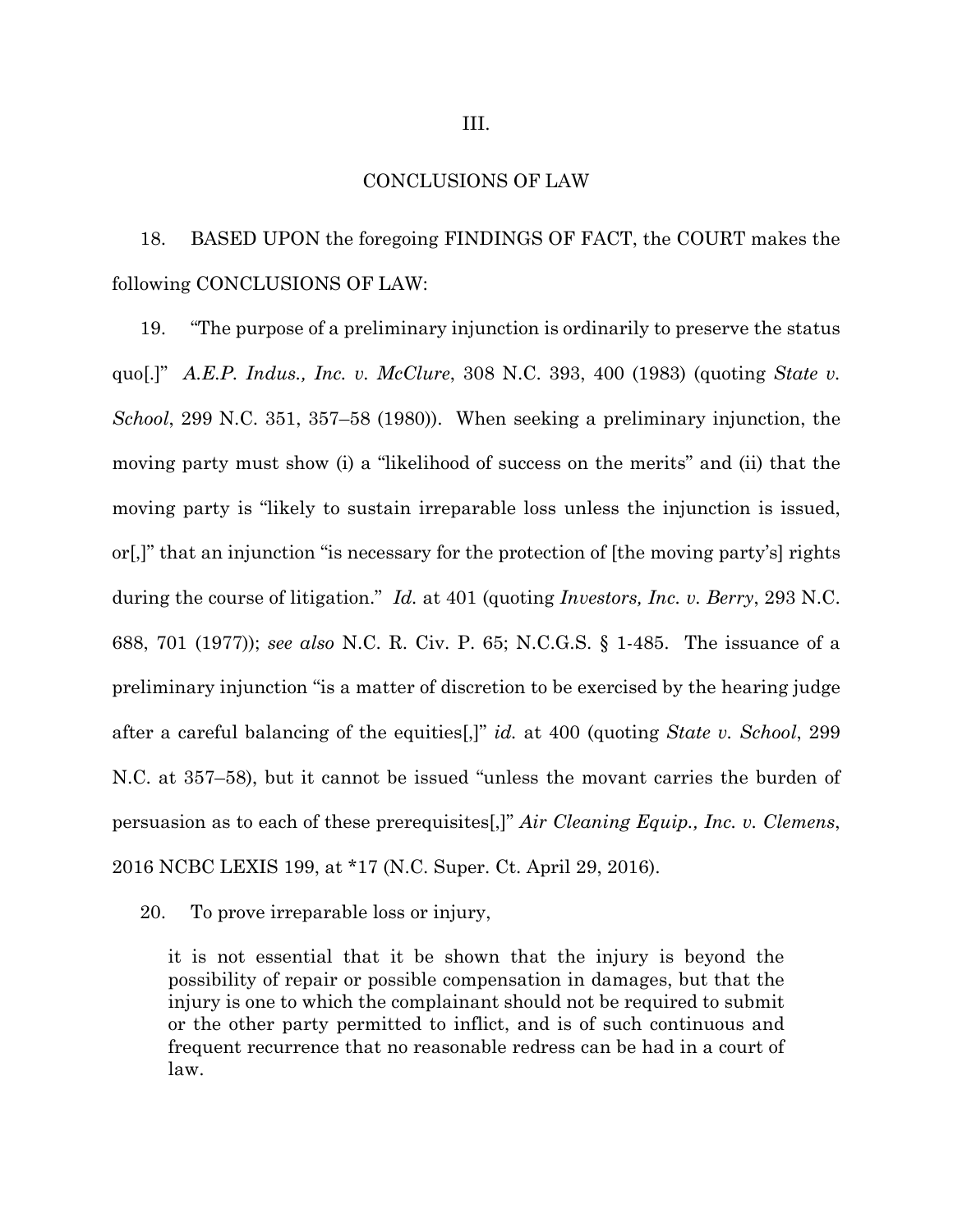## III.

## CONCLUSIONS OF LAW

18. BASED UPON the foregoing FINDINGS OF FACT, the COURT makes the following CONCLUSIONS OF LAW:

19. "The purpose of a preliminary injunction is ordinarily to preserve the status quo[.]" *A.E.P. Indus., Inc. v. McClure*, 308 N.C. 393, 400 (1983) (quoting *State v. School*, 299 N.C. 351, 357–58 (1980)). When seeking a preliminary injunction, the moving party must show (i) a "likelihood of success on the merits" and (ii) that the moving party is "likely to sustain irreparable loss unless the injunction is issued, or[,]" that an injunction "is necessary for the protection of [the moving party's] rights during the course of litigation." *Id.* at 401 (quoting *Investors, Inc. v. Berry*, 293 N.C. 688, 701 (1977)); *see also* N.C. R. Civ. P. 65; N.C.G.S. § 1-485. The issuance of a preliminary injunction "is a matter of discretion to be exercised by the hearing judge after a careful balancing of the equities[,]" *id.* at 400 (quoting *State v. School*, 299 N.C. at 357–58), but it cannot be issued "unless the movant carries the burden of persuasion as to each of these prerequisites[,]" *Air Cleaning Equip., Inc. v. Clemens*, 2016 NCBC LEXIS 199, at *17 (N.C. Super. Ct. April 29, 2016).

20. To prove irreparable loss or injury,

> it is not essential that it be shown that the injury is beyond the possibility of repair or possible compensation in damages, but that the injury is one to which the complainant should not be required to submit or the other party permitted to inflict, and is of such continuous and frequent recurrence that no reasonable redress can be had in a court of law.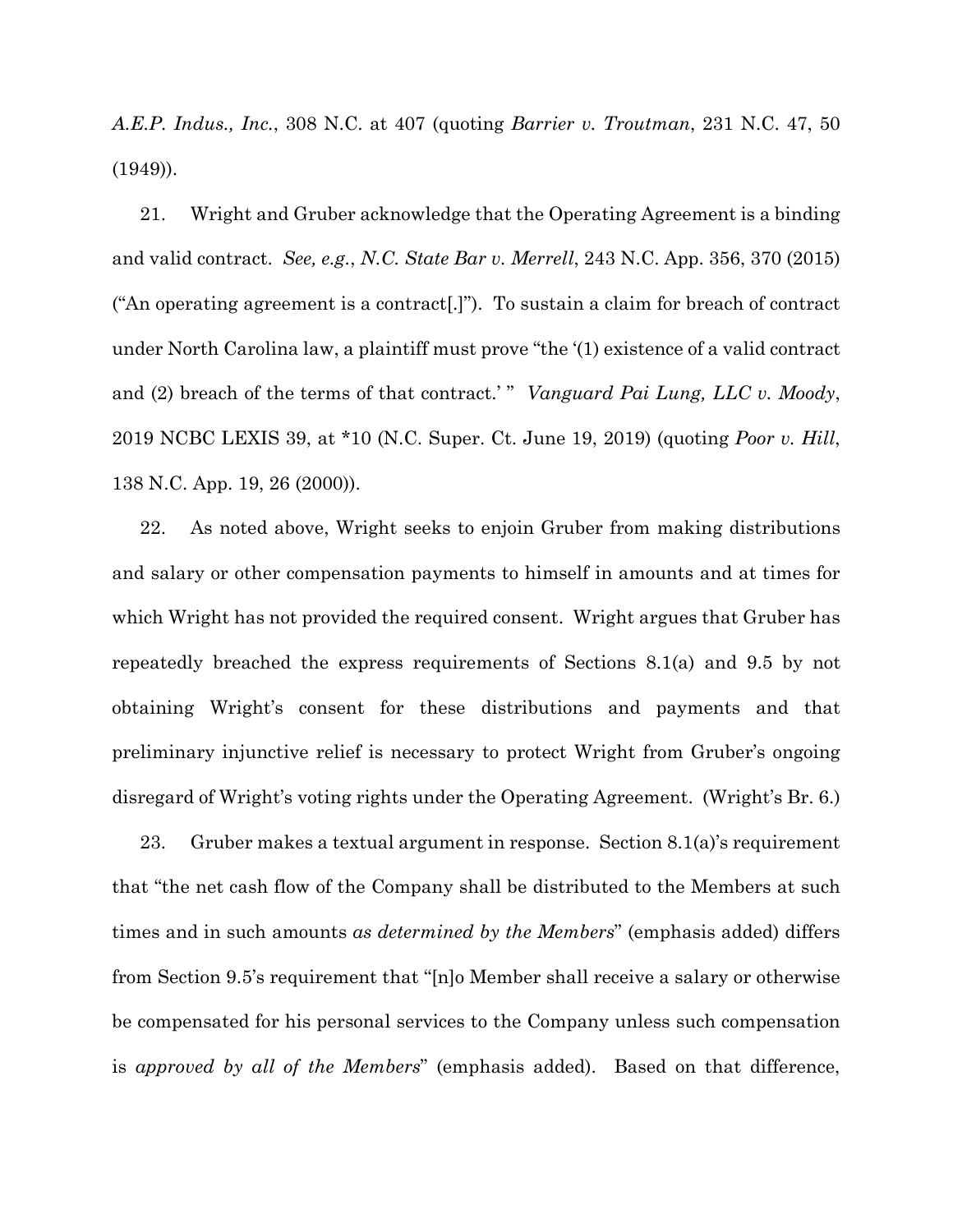*A.E.P. Indus., Inc.*, 308 N.C. at 407 (quoting *Barrier v. Troutman*, 231 N.C. 47, 50 (1949)).

21. Wright and Gruber acknowledge that the Operating Agreement is a binding and valid contract. *See, e.g.*, *N.C. State Bar v. Merrell*, 243 N.C. App. 356, 370 (2015) ("An operating agreement is a contract[.]"). To sustain a claim for breach of contract under North Carolina law, a plaintiff must prove "the '(1) existence of a valid contract and (2) breach of the terms of that contract.' " *Vanguard Pai Lung, LLC v. Moody*, 2019 NCBC LEXIS 39, at *10 (N.C. Super. Ct. June 19, 2019) (quoting *Poor v. Hill*, 138 N.C. App. 19, 26 (2000)).

22. As noted above, Wright seeks to enjoin Gruber from making distributions and salary or other compensation payments to himself in amounts and at times for which Wright has not provided the required consent. Wright argues that Gruber has repeatedly breached the express requirements of Sections 8.1(a) and 9.5 by not obtaining Wright's consent for these distributions and payments and that preliminary injunctive relief is necessary to protect Wright from Gruber's ongoing disregard of Wright's voting rights under the Operating Agreement. (Wright's Br. 6.)

23. Gruber makes a textual argument in response. Section 8.1(a)'s requirement that "the net cash flow of the Company shall be distributed to the Members at such times and in such amounts *as determined by the Members*" (emphasis added) differs from Section 9.5's requirement that "[n]o Member shall receive a salary or otherwise be compensated for his personal services to the Company unless such compensation is *approved by all of the Members*" (emphasis added). Based on that difference,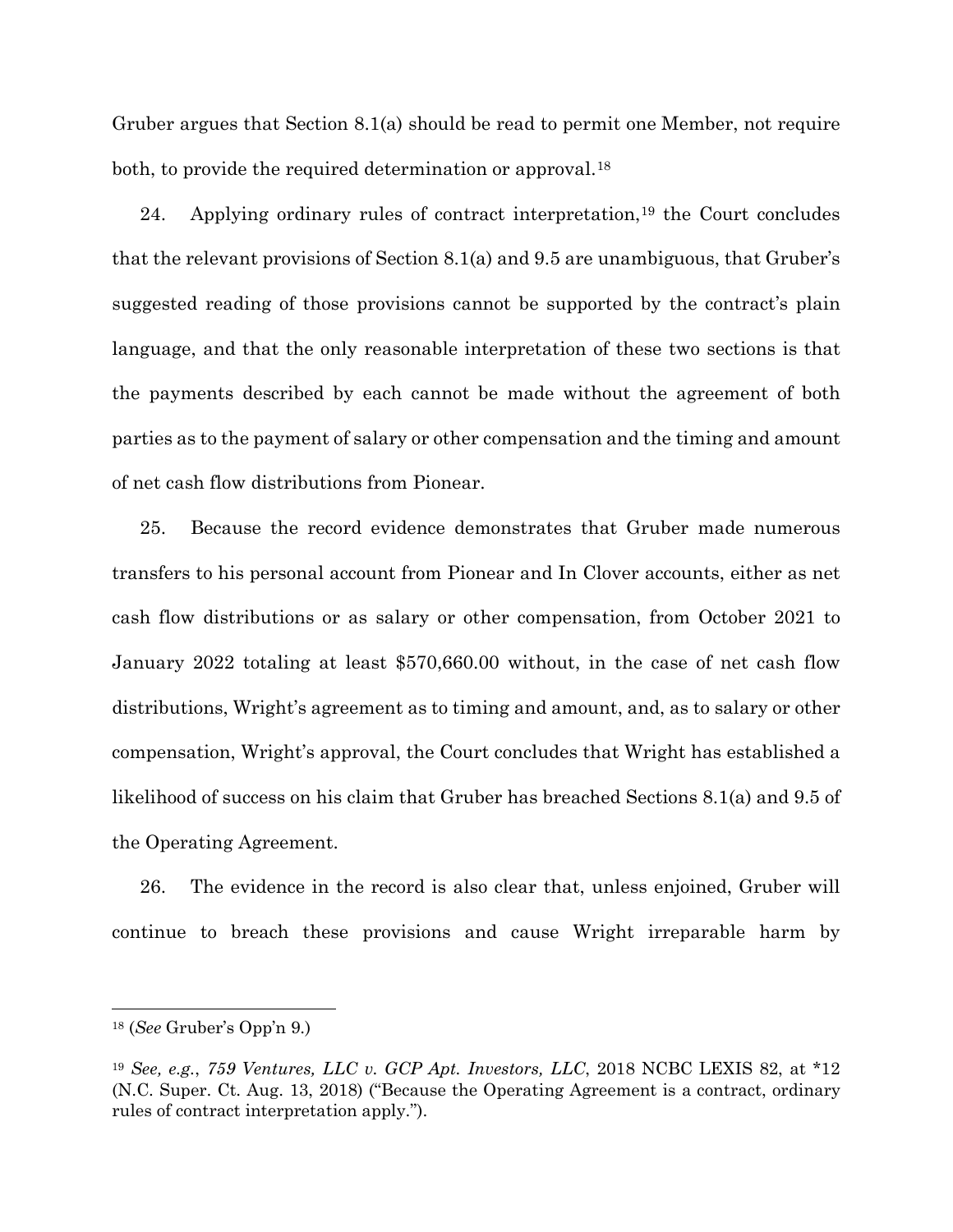Gruber argues that Section 8.1(a) should be read to permit one Member, not require both, to provide the required determination or approval.[18]

24. Applying ordinary rules of contract interpretation,[19] the Court concludes that the relevant provisions of Section 8.1(a) and 9.5 are unambiguous, that Gruber's suggested reading of those provisions cannot be supported by the contract's plain language, and that the only reasonable interpretation of these two sections is that the payments described by each cannot be made without the agreement of both parties as to the payment of salary or other compensation and the timing and amount of net cash flow distributions from Pionear.

25. Because the record evidence demonstrates that Gruber made numerous transfers to his personal account from Pionear and In Clover accounts, either as net cash flow distributions or as salary or other compensation, from October 2021 to January 2022 totaling at least $570,660.00 without, in the case of net cash flow distributions, Wright's agreement as to timing and amount, and, as to salary or other compensation, Wright's approval, the Court concludes that Wright has established a likelihood of success on his claim that Gruber has breached Sections 8.1(a) and 9.5 of the Operating Agreement.

26. The evidence in the record is also clear that, unless enjoined, Gruber will continue to breach these provisions and cause Wright irreparable harm by

---

[18] (*See* Gruber's Opp'n 9.)

[19] *See, e.g.*, *759 Ventures, LLC v. GCP Apt. Investors, LLC*, 2018 NCBC LEXIS 82, at *12 (N.C. Super. Ct. Aug. 13, 2018) ("Because the Operating Agreement is a contract, ordinary rules of contract interpretation apply.").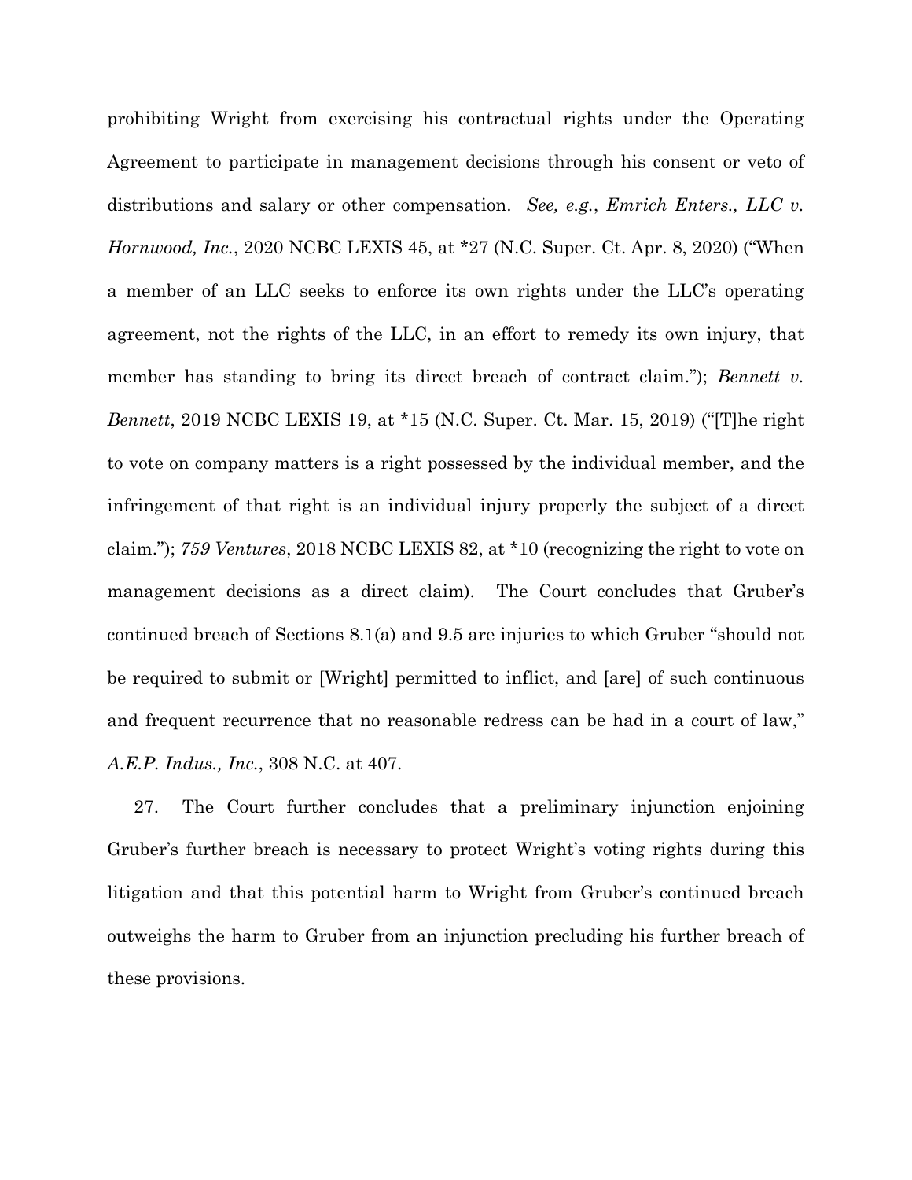prohibiting Wright from exercising his contractual rights under the Operating Agreement to participate in management decisions through his consent or veto of distributions and salary or other compensation. *See, e.g.*, *Emrich Enters., LLC v. Hornwood, Inc.*, 2020 NCBC LEXIS 45, at *27 (N.C. Super. Ct. Apr. 8, 2020) ("When a member of an LLC seeks to enforce its own rights under the LLC's operating agreement, not the rights of the LLC, in an effort to remedy its own injury, that member has standing to bring its direct breach of contract claim."); *Bennett v. Bennett*, 2019 NCBC LEXIS 19, at *15 (N.C. Super. Ct. Mar. 15, 2019) ("[T]he right to vote on company matters is a right possessed by the individual member, and the infringement of that right is an individual injury properly the subject of a direct claim."); *759 Ventures*, 2018 NCBC LEXIS 82, at *10 (recognizing the right to vote on management decisions as a direct claim). The Court concludes that Gruber's continued breach of Sections 8.1(a) and 9.5 are injuries to which Gruber "should not be required to submit or [Wright] permitted to inflict, and [are] of such continuous and frequent recurrence that no reasonable redress can be had in a court of law," *A.E.P. Indus., Inc.*, 308 N.C. at 407.

27. The Court further concludes that a preliminary injunction enjoining Gruber's further breach is necessary to protect Wright's voting rights during this litigation and that this potential harm to Wright from Gruber's continued breach outweighs the harm to Gruber from an injunction precluding his further breach of these provisions.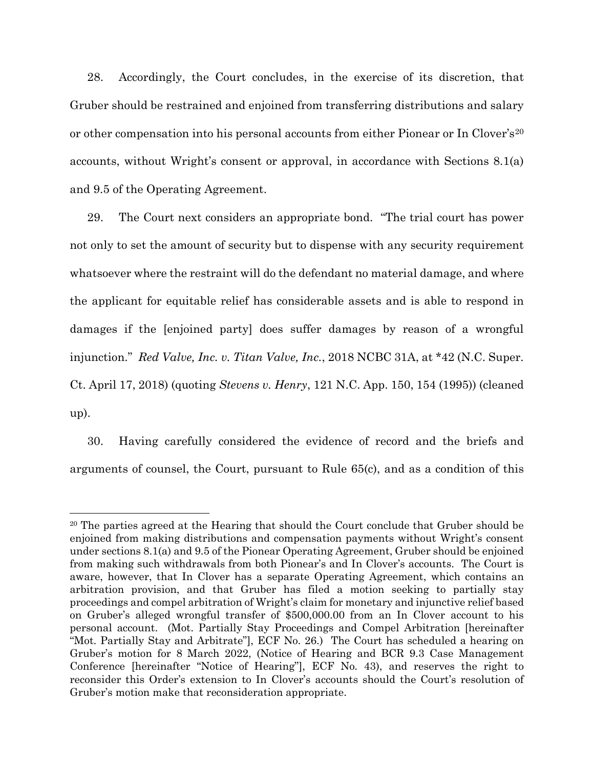28. Accordingly, the Court concludes, in the exercise of its discretion, that Gruber should be restrained and enjoined from transferring distributions and salary or other compensation into his personal accounts from either Pionear or In Clover's[20] accounts, without Wright's consent or approval, in accordance with Sections 8.1(a) and 9.5 of the Operating Agreement.

29. The Court next considers an appropriate bond. "The trial court has power not only to set the amount of security but to dispense with any security requirement whatsoever where the restraint will do the defendant no material damage, and where the applicant for equitable relief has considerable assets and is able to respond in damages if the [enjoined party] does suffer damages by reason of a wrongful injunction." *Red Valve, Inc. v. Titan Valve, Inc.*, 2018 NCBC 31A, at *42 (N.C. Super. Ct. April 17, 2018) (quoting *Stevens v. Henry*, 121 N.C. App. 150, 154 (1995)) (cleaned up).

30. Having carefully considered the evidence of record and the briefs and arguments of counsel, the Court, pursuant to Rule 65(c), and as a condition of this

---

[20] The parties agreed at the Hearing that should the Court conclude that Gruber should be enjoined from making distributions and compensation payments without Wright's consent under sections 8.1(a) and 9.5 of the Pionear Operating Agreement, Gruber should be enjoined from making such withdrawals from both Pionear's and In Clover's accounts. The Court is aware, however, that In Clover has a separate Operating Agreement, which contains an arbitration provision, and that Gruber has filed a motion seeking to partially stay proceedings and compel arbitration of Wright's claim for monetary and injunctive relief based on Gruber's alleged wrongful transfer of $500,000.00 from an In Clover account to his personal account. (Mot. Partially Stay Proceedings and Compel Arbitration [hereinafter "Mot. Partially Stay and Arbitrate"], ECF No. 26.) The Court has scheduled a hearing on Gruber's motion for 8 March 2022, (Notice of Hearing and BCR 9.3 Case Management Conference [hereinafter "Notice of Hearing"], ECF No. 43), and reserves the right to reconsider this Order's extension to In Clover's accounts should the Court's resolution of Gruber's motion make that reconsideration appropriate.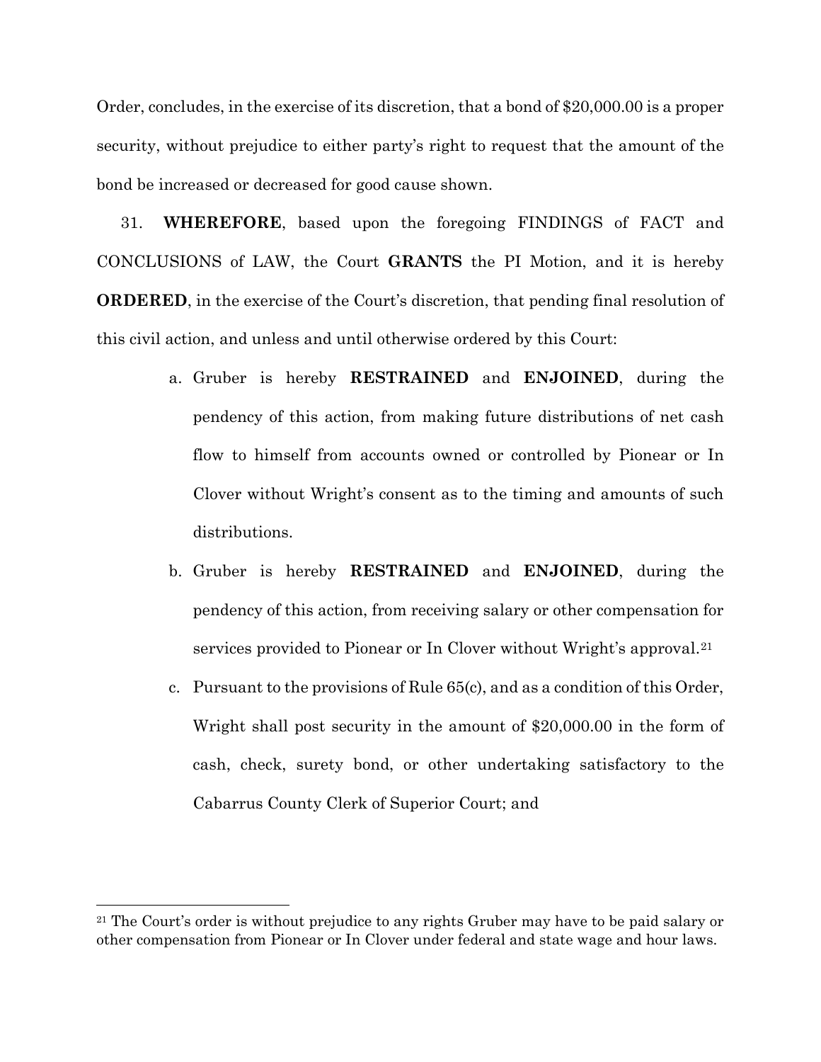Order, concludes, in the exercise of its discretion, that a bond of $20,000.00 is a proper security, without prejudice to either party's right to request that the amount of the bond be increased or decreased for good cause shown.

31. **WHEREFORE**, based upon the foregoing FINDINGS of FACT and CONCLUSIONS of LAW, the Court **GRANTS** the PI Motion, and it is hereby **ORDERED**, in the exercise of the Court's discretion, that pending final resolution of this civil action, and unless and until otherwise ordered by this Court:

a. Gruber is hereby **RESTRAINED** and **ENJOINED**, during the pendency of this action, from making future distributions of net cash flow to himself from accounts owned or controlled by Pionear or In Clover without Wright's consent as to the timing and amounts of such distributions.

b. Gruber is hereby **RESTRAINED** and **ENJOINED**, during the pendency of this action, from receiving salary or other compensation for services provided to Pionear or In Clover without Wright's approval.[21]

c. Pursuant to the provisions of Rule 65(c), and as a condition of this Order, Wright shall post security in the amount of $20,000.00 in the form of cash, check, surety bond, or other undertaking satisfactory to the Cabarrus County Clerk of Superior Court; and

[21] The Court's order is without prejudice to any rights Gruber may have to be paid salary or other compensation from Pionear or In Clover under federal and state wage and hour laws.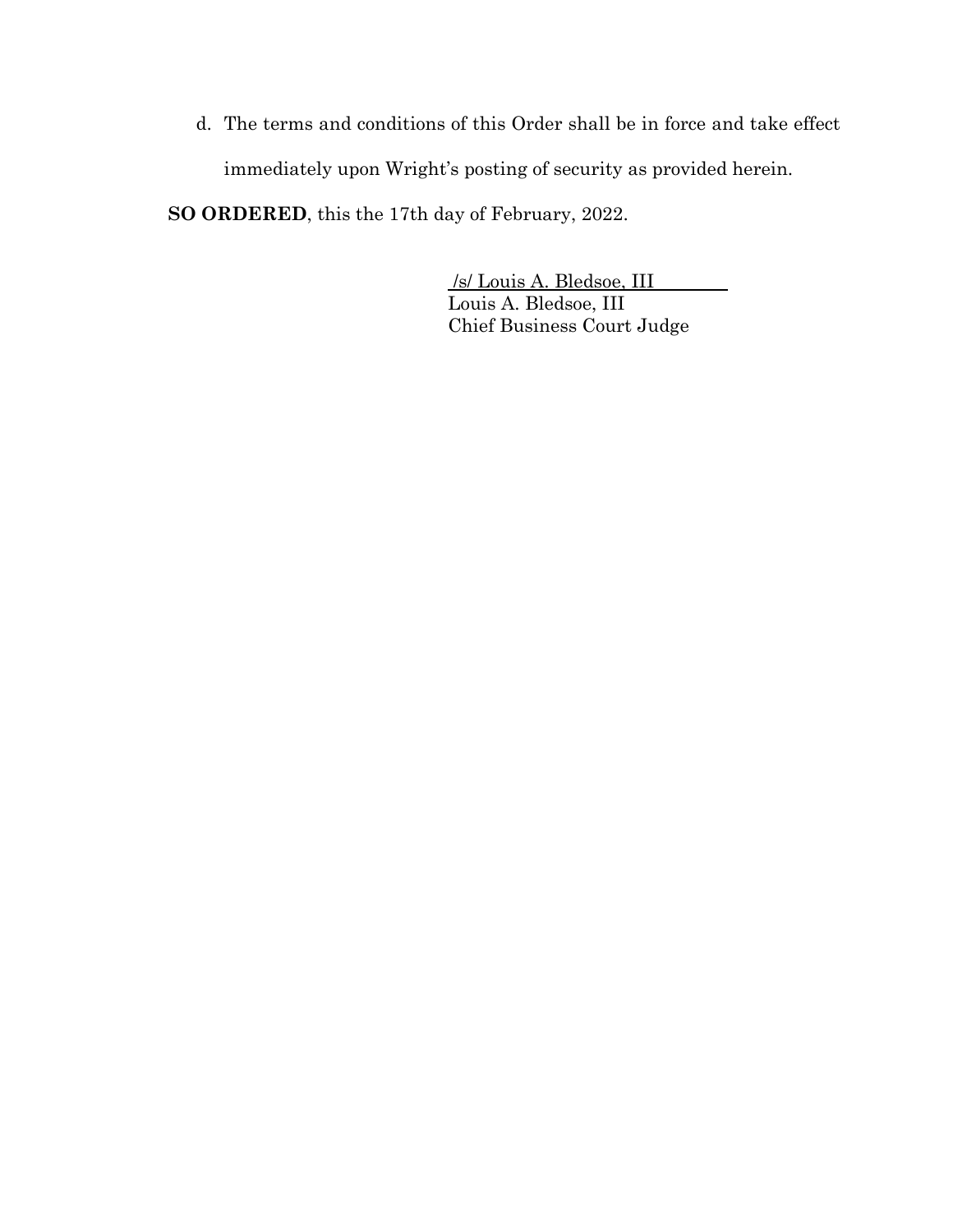d. The terms and conditions of this Order shall be in force and take effect immediately upon Wright's posting of security as provided herein.

**SO ORDERED**, this the 17th day of February, 2022.

/s/ Louis A. Bledsoe, III
Louis A. Bledsoe, III
Chief Business Court Judge